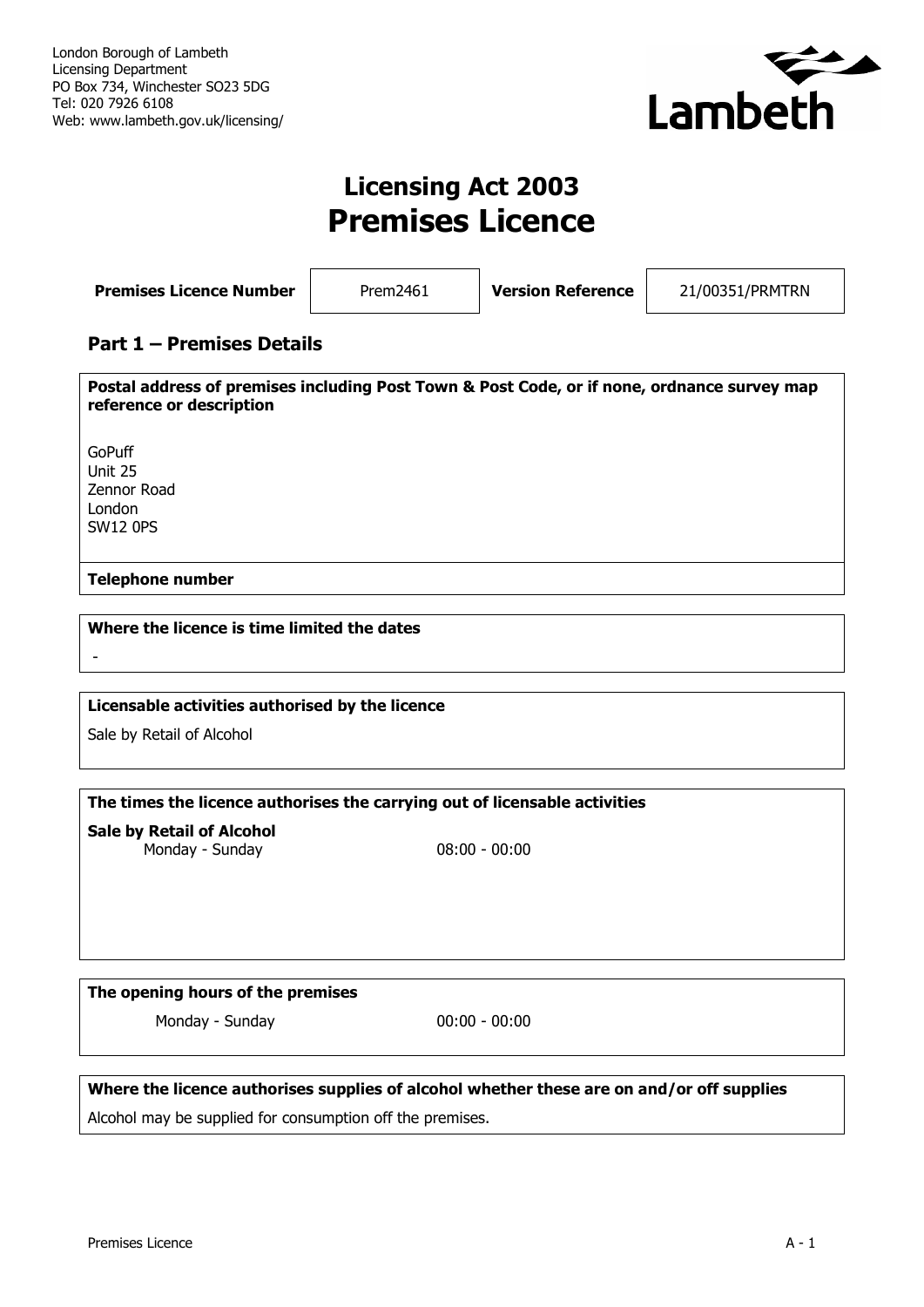London Borough of Lambeth
Licensing Department
PO Box 734, Winchester SO23 5DG
Tel: 020 7926 6108
Web: www.lambeth.gov.uk/licensing/

Lambeth

# Licensing Act 2003
# Premises Licence

| **Premises Licence Number** | Prem2461 | **Version Reference** | 21/00351/PRMTRN |
|---|---|---|---|

## Part 1 – Premises Details

**Postal address of premises including Post Town & Post Code, or if none, ordnance survey map reference or description**

GoPuff
Unit 25
Zennor Road
London
SW12 0PS

**Telephone number**

**Where the licence is time limited the dates**

-

**Licensable activities authorised by the licence**

Sale by Retail of Alcohol

**The times the licence authorises the carrying out of licensable activities**

**Sale by Retail of Alcohol**

| Monday - Sunday | 08:00 - 00:00 |
|---|---|

**The opening hours of the premises**

| Monday - Sunday | 00:00 - 00:00 |
|---|---|

**Where the licence authorises supplies of alcohol whether these are on and/or off supplies**

Alcohol may be supplied for consumption off the premises.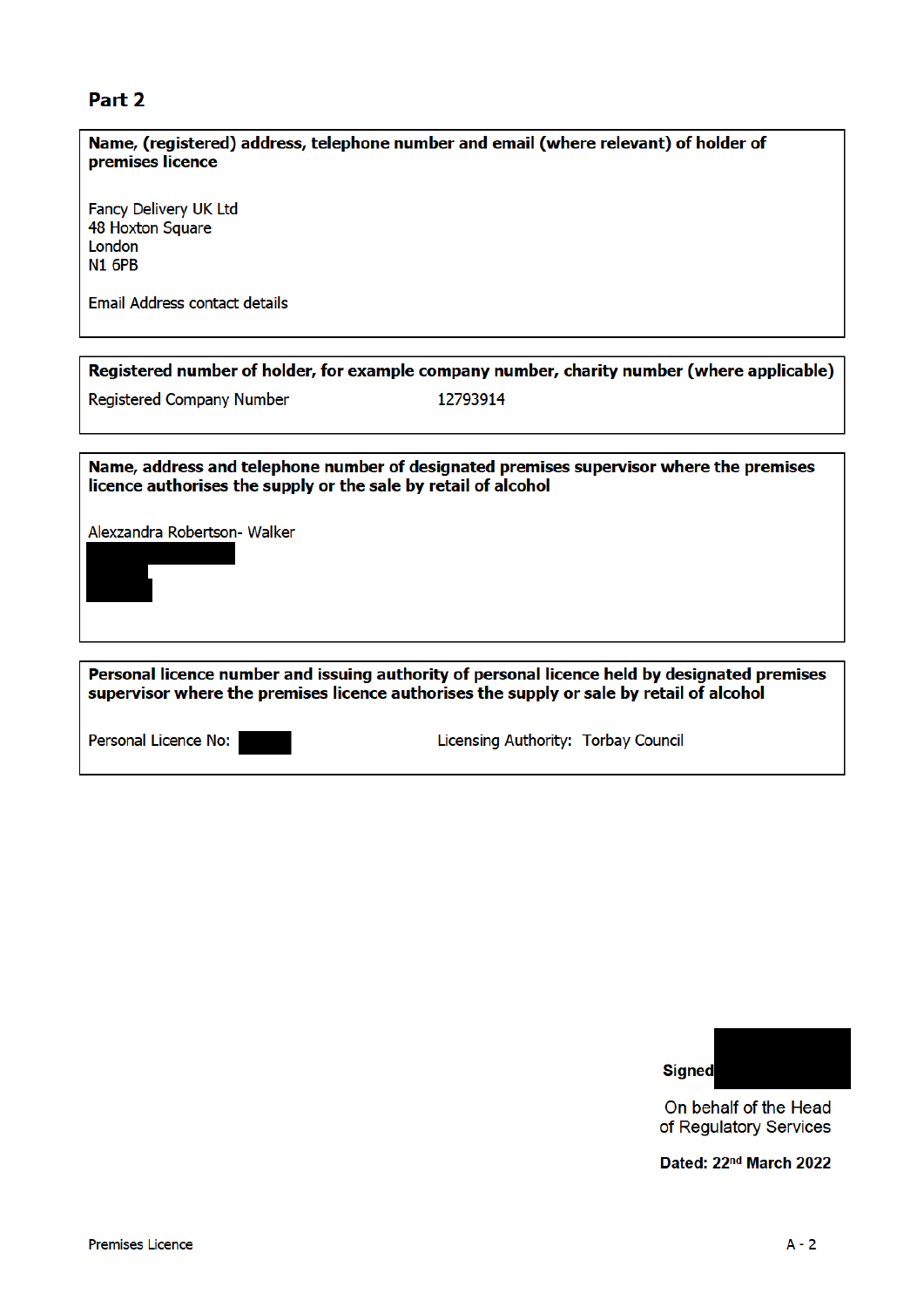## Part 2

**Name, (registered) address, telephone number and email (where relevant) of holder of premises licence**

Fancy Delivery UK Ltd
48 Hoxton Square
London
N1 6PB

Email Address contact details

**Registered number of holder, for example company number, charity number (where applicable)**

Registered Company Number 12793914

**Name, address and telephone number of designated premises supervisor where the premises licence authorises the supply or the sale by retail of alcohol**

Alexzandra Robertson- Walker

**Personal licence number and issuing authority of personal licence held by designated premises supervisor where the premises licence authorises the supply or sale by retail of alcohol**

Personal Licence No: Licensing Authority: Torbay Council

**Signed**

On behalf of the Head of Regulatory Services

**Dated: 22nd March 2022**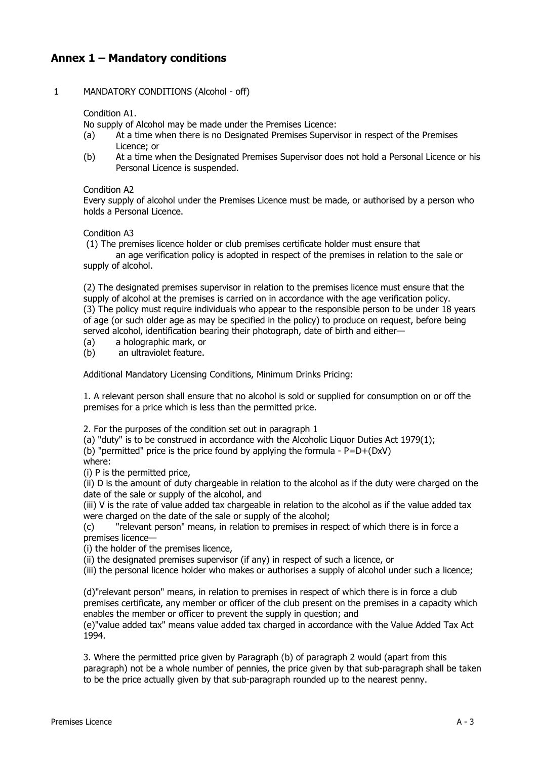## Annex 1 – Mandatory conditions

1 MANDATORY CONDITIONS (Alcohol - off)

Condition A1.
No supply of Alcohol may be made under the Premises Licence:
(a) At a time when there is no Designated Premises Supervisor in respect of the Premises Licence; or
(b) At a time when the Designated Premises Supervisor does not hold a Personal Licence or his Personal Licence is suspended.

Condition A2
Every supply of alcohol under the Premises Licence must be made, or authorised by a person who holds a Personal Licence.

Condition A3
(1) The premises licence holder or club premises certificate holder must ensure that an age verification policy is adopted in respect of the premises in relation to the sale or supply of alcohol.

(2) The designated premises supervisor in relation to the premises licence must ensure that the supply of alcohol at the premises is carried on in accordance with the age verification policy.
(3) The policy must require individuals who appear to the responsible person to be under 18 years of age (or such older age as may be specified in the policy) to produce on request, before being served alcohol, identification bearing their photograph, date of birth and either—
(a) a holographic mark, or
(b) an ultraviolet feature.

Additional Mandatory Licensing Conditions, Minimum Drinks Pricing:

1. A relevant person shall ensure that no alcohol is sold or supplied for consumption on or off the premises for a price which is less than the permitted price.

2. For the purposes of the condition set out in paragraph 1
(a) "duty" is to be construed in accordance with the Alcoholic Liquor Duties Act 1979(1);
(b) "permitted" price is the price found by applying the formula - $P=D+(DxV)$
where:
(i) P is the permitted price,
(ii) D is the amount of duty chargeable in relation to the alcohol as if the duty were charged on the date of the sale or supply of the alcohol, and
(iii) V is the rate of value added tax chargeable in relation to the alcohol as if the value added tax were charged on the date of the sale or supply of the alcohol;
(c) "relevant person" means, in relation to premises in respect of which there is in force a premises licence—
(i) the holder of the premises licence,
(ii) the designated premises supervisor (if any) in respect of such a licence, or
(iii) the personal licence holder who makes or authorises a supply of alcohol under such a licence;

(d)"relevant person" means, in relation to premises in respect of which there is in force a club premises certificate, any member or officer of the club present on the premises in a capacity which enables the member or officer to prevent the supply in question; and
(e)"value added tax" means value added tax charged in accordance with the Value Added Tax Act 1994.

3. Where the permitted price given by Paragraph (b) of paragraph 2 would (apart from this paragraph) not be a whole number of pennies, the price given by that sub-paragraph shall be taken to be the price actually given by that sub-paragraph rounded up to the nearest penny.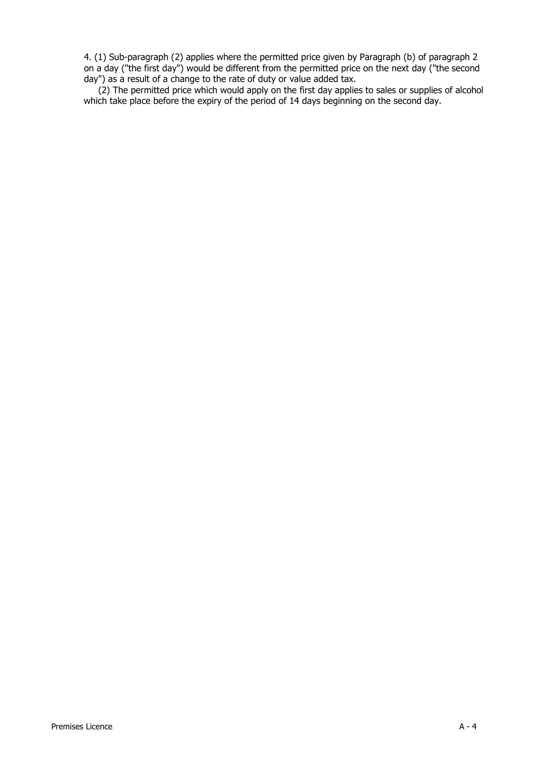4. (1) Sub-paragraph (2) applies where the permitted price given by Paragraph (b) of paragraph 2 on a day ("the first day") would be different from the permitted price on the next day ("the second day") as a result of a change to the rate of duty or value added tax.

(2) The permitted price which would apply on the first day applies to sales or supplies of alcohol which take place before the expiry of the period of 14 days beginning on the second day.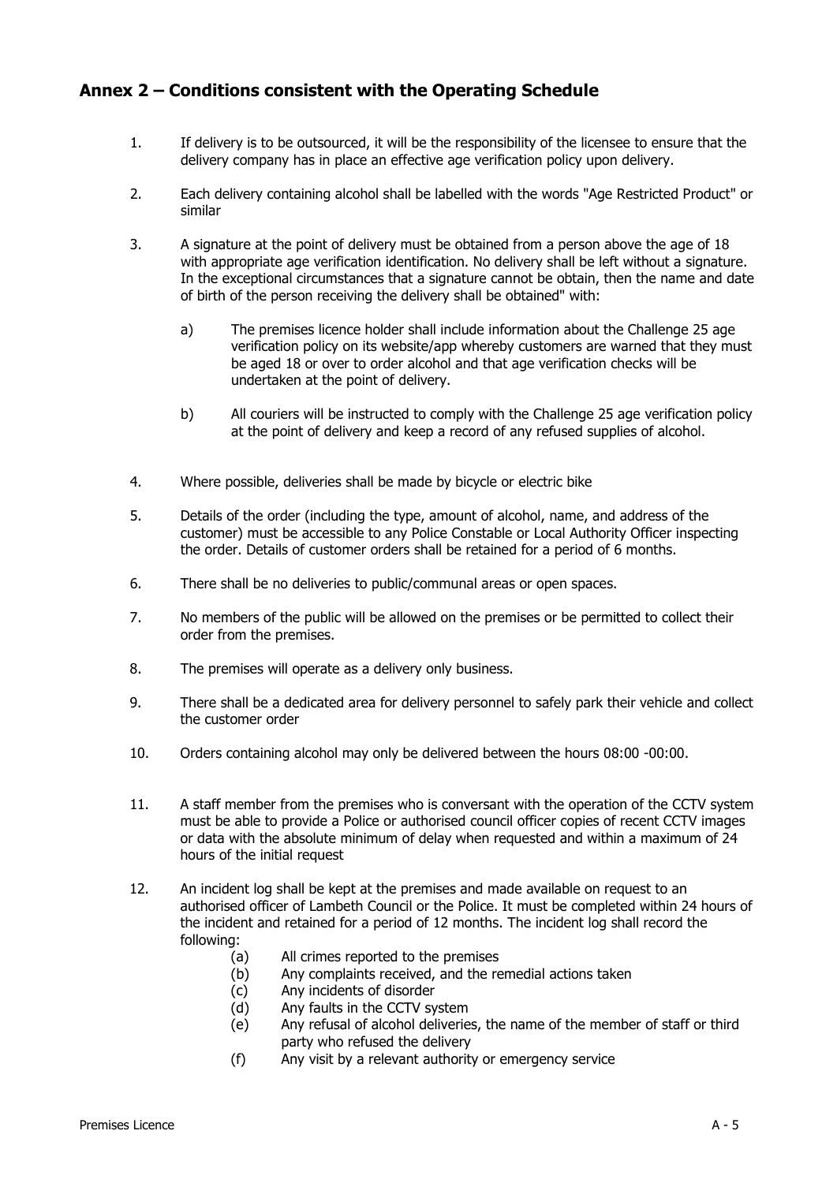## Annex 2 – Conditions consistent with the Operating Schedule

1. If delivery is to be outsourced, it will be the responsibility of the licensee to ensure that the delivery company has in place an effective age verification policy upon delivery.

2. Each delivery containing alcohol shall be labelled with the words "Age Restricted Product" or similar

3. A signature at the point of delivery must be obtained from a person above the age of 18 with appropriate age verification identification. No delivery shall be left without a signature. In the exceptional circumstances that a signature cannot be obtain, then the name and date of birth of the person receiving the delivery shall be obtained" with:

   a) The premises licence holder shall include information about the Challenge 25 age verification policy on its website/app whereby customers are warned that they must be aged 18 or over to order alcohol and that age verification checks will be undertaken at the point of delivery.

   b) All couriers will be instructed to comply with the Challenge 25 age verification policy at the point of delivery and keep a record of any refused supplies of alcohol.

4. Where possible, deliveries shall be made by bicycle or electric bike

5. Details of the order (including the type, amount of alcohol, name, and address of the customer) must be accessible to any Police Constable or Local Authority Officer inspecting the order. Details of customer orders shall be retained for a period of 6 months.

6. There shall be no deliveries to public/communal areas or open spaces.

7. No members of the public will be allowed on the premises or be permitted to collect their order from the premises.

8. The premises will operate as a delivery only business.

9. There shall be a dedicated area for delivery personnel to safely park their vehicle and collect the customer order

10. Orders containing alcohol may only be delivered between the hours 08:00 -00:00.

11. A staff member from the premises who is conversant with the operation of the CCTV system must be able to provide a Police or authorised council officer copies of recent CCTV images or data with the absolute minimum of delay when requested and within a maximum of 24 hours of the initial request

12. An incident log shall be kept at the premises and made available on request to an authorised officer of Lambeth Council or the Police. It must be completed within 24 hours of the incident and retained for a period of 12 months. The incident log shall record the following:
    (a) All crimes reported to the premises
    (b) Any complaints received, and the remedial actions taken
    (c) Any incidents of disorder
    (d) Any faults in the CCTV system
    (e) Any refusal of alcohol deliveries, the name of the member of staff or third party who refused the delivery
    (f) Any visit by a relevant authority or emergency service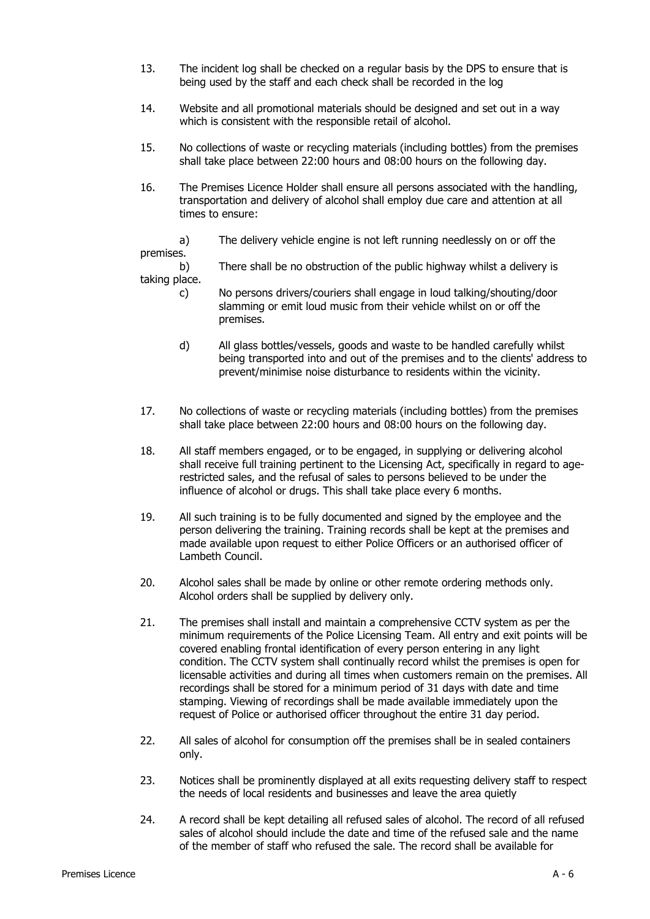13. The incident log shall be checked on a regular basis by the DPS to ensure that is being used by the staff and each check shall be recorded in the log

14. Website and all promotional materials should be designed and set out in a way which is consistent with the responsible retail of alcohol.

15. No collections of waste or recycling materials (including bottles) from the premises shall take place between 22:00 hours and 08:00 hours on the following day.

16. The Premises Licence Holder shall ensure all persons associated with the handling, transportation and delivery of alcohol shall employ due care and attention at all times to ensure:

    a) The delivery vehicle engine is not left running needlessly on or off the premises.

    b) There shall be no obstruction of the public highway whilst a delivery is taking place.

    c) No persons drivers/couriers shall engage in loud talking/shouting/door slamming or emit loud music from their vehicle whilst on or off the premises.

    d) All glass bottles/vessels, goods and waste to be handled carefully whilst being transported into and out of the premises and to the clients' address to prevent/minimise noise disturbance to residents within the vicinity.

17. No collections of waste or recycling materials (including bottles) from the premises shall take place between 22:00 hours and 08:00 hours on the following day.

18. All staff members engaged, or to be engaged, in supplying or delivering alcohol shall receive full training pertinent to the Licensing Act, specifically in regard to age-restricted sales, and the refusal of sales to persons believed to be under the influence of alcohol or drugs. This shall take place every 6 months.

19. All such training is to be fully documented and signed by the employee and the person delivering the training. Training records shall be kept at the premises and made available upon request to either Police Officers or an authorised officer of Lambeth Council.

20. Alcohol sales shall be made by online or other remote ordering methods only. Alcohol orders shall be supplied by delivery only.

21. The premises shall install and maintain a comprehensive CCTV system as per the minimum requirements of the Police Licensing Team. All entry and exit points will be covered enabling frontal identification of every person entering in any light condition. The CCTV system shall continually record whilst the premises is open for licensable activities and during all times when customers remain on the premises. All recordings shall be stored for a minimum period of 31 days with date and time stamping. Viewing of recordings shall be made available immediately upon the request of Police or authorised officer throughout the entire 31 day period.

22. All sales of alcohol for consumption off the premises shall be in sealed containers only.

23. Notices shall be prominently displayed at all exits requesting delivery staff to respect the needs of local residents and businesses and leave the area quietly

24. A record shall be kept detailing all refused sales of alcohol. The record of all refused sales of alcohol should include the date and time of the refused sale and the name of the member of staff who refused the sale. The record shall be available for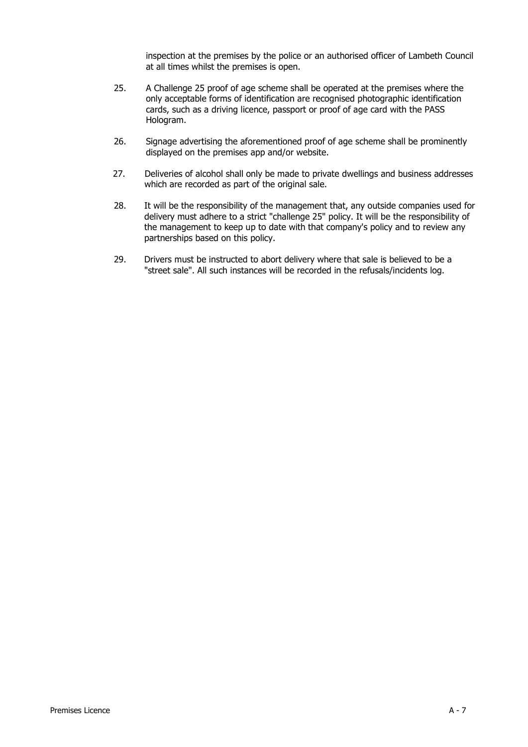inspection at the premises by the police or an authorised officer of Lambeth Council at all times whilst the premises is open.

25. A Challenge 25 proof of age scheme shall be operated at the premises where the only acceptable forms of identification are recognised photographic identification cards, such as a driving licence, passport or proof of age card with the PASS Hologram.

26. Signage advertising the aforementioned proof of age scheme shall be prominently displayed on the premises app and/or website.

27. Deliveries of alcohol shall only be made to private dwellings and business addresses which are recorded as part of the original sale.

28. It will be the responsibility of the management that, any outside companies used for delivery must adhere to a strict "challenge 25" policy. It will be the responsibility of the management to keep up to date with that company's policy and to review any partnerships based on this policy.

29. Drivers must be instructed to abort delivery where that sale is believed to be a "street sale". All such instances will be recorded in the refusals/incidents log.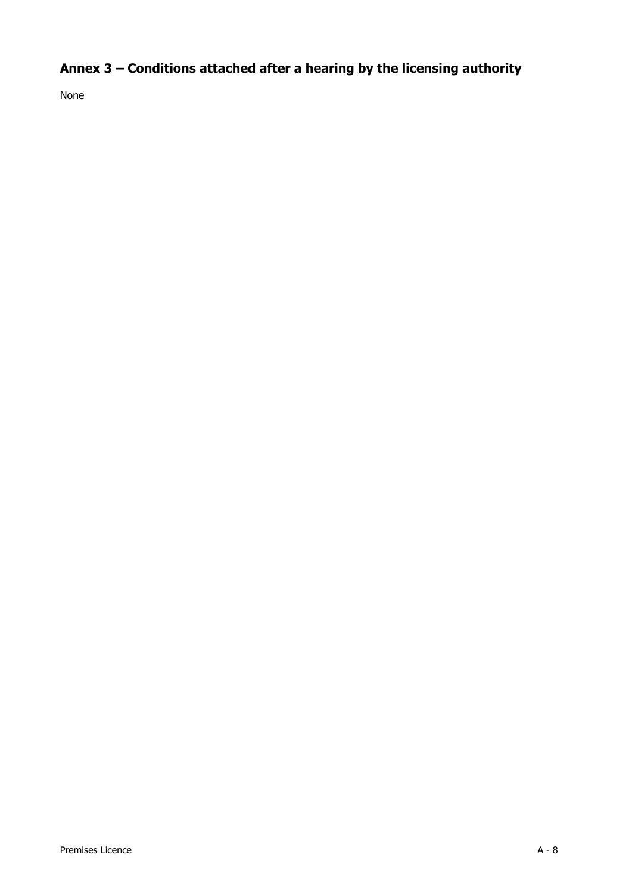## Annex 3 – Conditions attached after a hearing by the licensing authority

None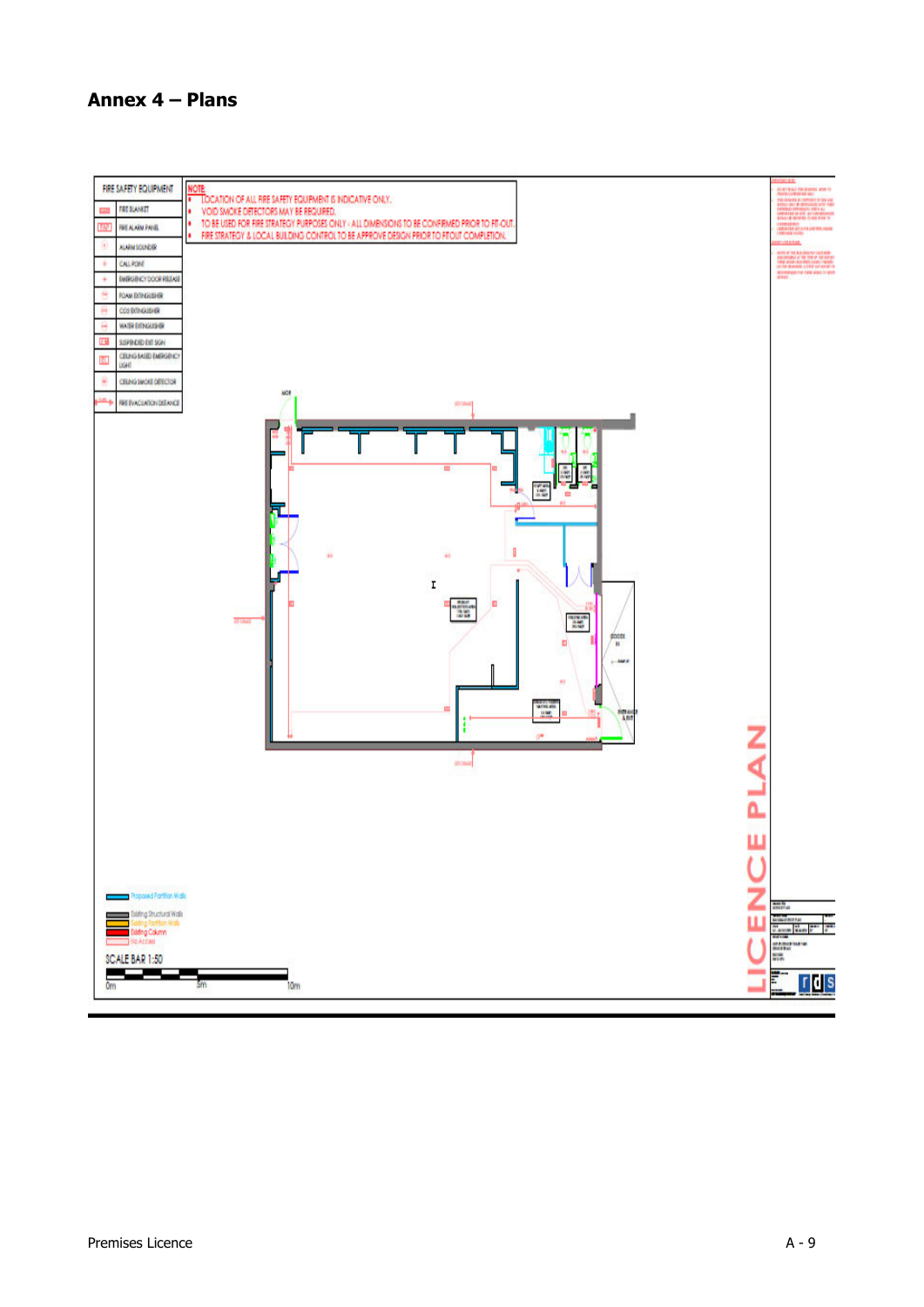# Annex 4 – Plans

FIRE SAFETY EQUIPMENT

| | |
|---|---|
| | FIRE BLANKET |
| | FIRE ALARM PANEL |
| | ALARM SOUNDER |
| | CALL POINT |
| | EMERGENCY DOOR RELEASE |
| | FOAM EXTINGUISHER |
| | CO2 EXTINGUISHER |
| | WATER EXTINGUISHER |
| | SUSPENDED EXIT SIGN |
| | CEILING BASED EMERGENCY LIGHT |
| | CEILING SMOKE DETECTOR |
| | FIRE EVACUATION DISTANCE |

NOTE:

- LOCATION OF ALL FIRE SAFETY EQUIPMENT IS INDICATIVE ONLY.
- VOID SMOKE DETECTORS MAY BE REQUIRED.
- TO BE USED FOR FIRE STRATEGY PURPOSES ONLY - ALL DIMENSIONS TO BE CONFIRMED PRIOR TO FIT-OUT.
- FIRE STRATEGY & LOCAL BUILDING CONTROL TO BE APPROVE DESIGN PRIOR TO FITOUT COMPLETION.

GOODS IN

ENTRANCE & EXIT

Proposed Partition Walls

Existing Structural Walls

Existing Partition Walls

Existing Column

No Access

SCALE BAR 1:50

0m 5m 10m

LICENCE PLAN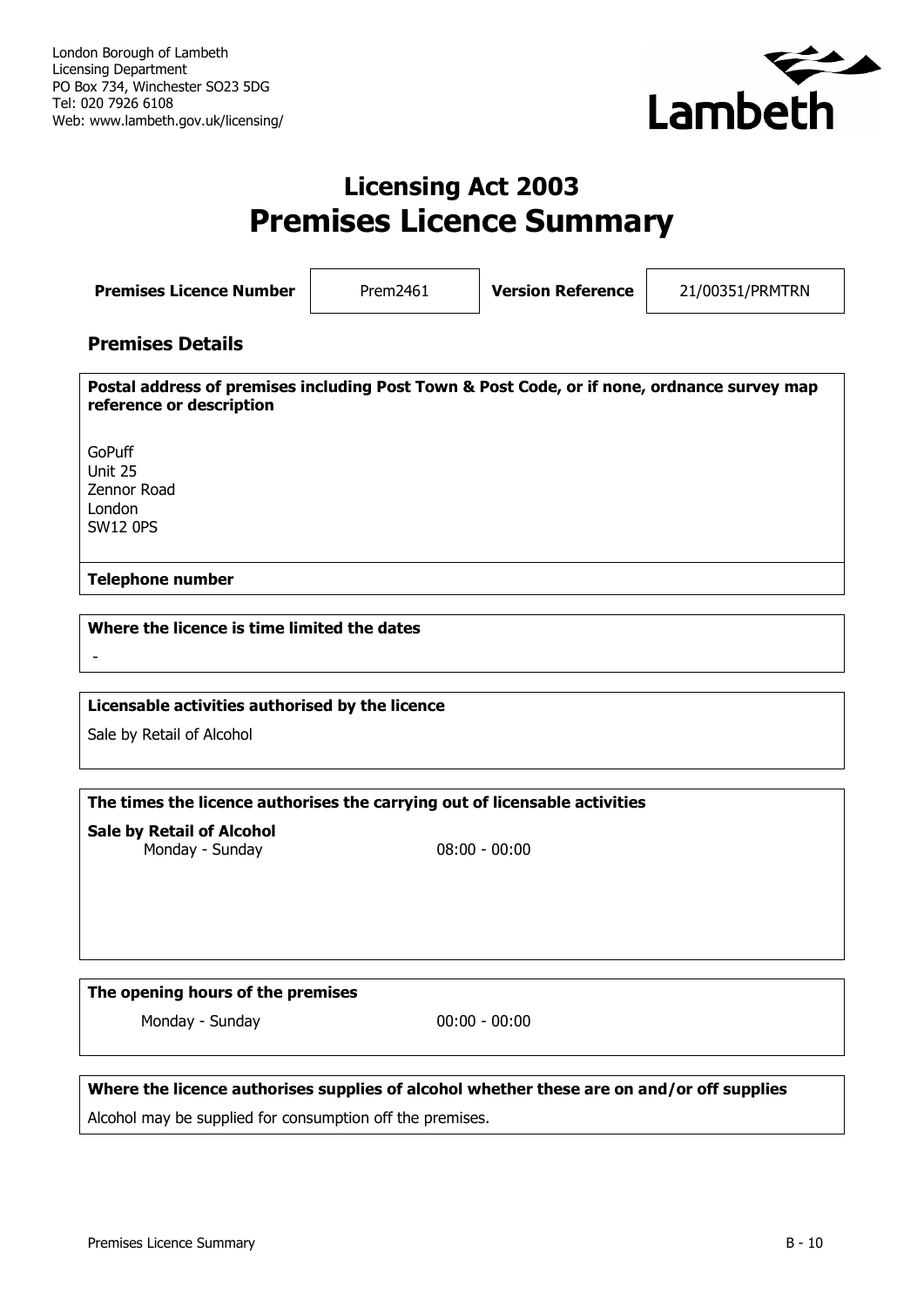London Borough of Lambeth
Licensing Department
PO Box 734, Winchester SO23 5DG
Tel: 020 7926 6108
Web: www.lambeth.gov.uk/licensing/

Lambeth

# Licensing Act 2003
# Premises Licence Summary

| **Premises Licence Number** | Prem2461 | **Version Reference** | 21/00351/PRMTRN |
|---|---|---|---|

## Premises Details

**Postal address of premises including Post Town & Post Code, or if none, ordnance survey map reference or description**

GoPuff
Unit 25
Zennor Road
London
SW12 0PS

**Telephone number**

**Where the licence is time limited the dates**

-

**Licensable activities authorised by the licence**

Sale by Retail of Alcohol

**The times the licence authorises the carrying out of licensable activities**

**Sale by Retail of Alcohol**

| Monday - Sunday | 08:00 - 00:00 |
|---|---|

**The opening hours of the premises**

| Monday - Sunday | 00:00 - 00:00 |
|---|---|

**Where the licence authorises supplies of alcohol whether these are on and/or off supplies**

Alcohol may be supplied for consumption off the premises.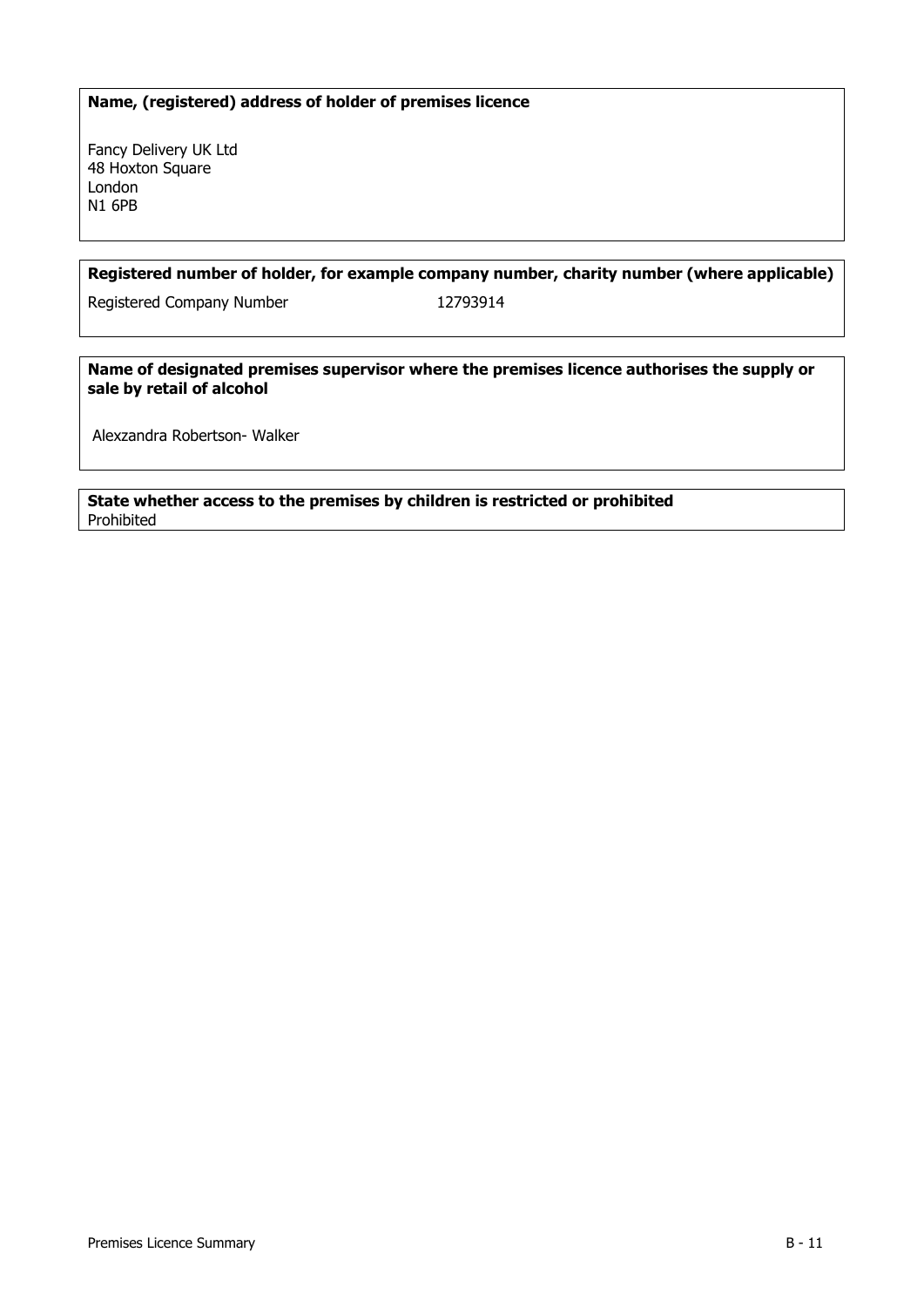**Name, (registered) address of holder of premises licence**

Fancy Delivery UK Ltd
48 Hoxton Square
London
N1 6PB

**Registered number of holder, for example company number, charity number (where applicable)**

Registered Company Number 12793914

**Name of designated premises supervisor where the premises licence authorises the supply or sale by retail of alcohol**

Alexzandra Robertson- Walker

**State whether access to the premises by children is restricted or prohibited**
Prohibited